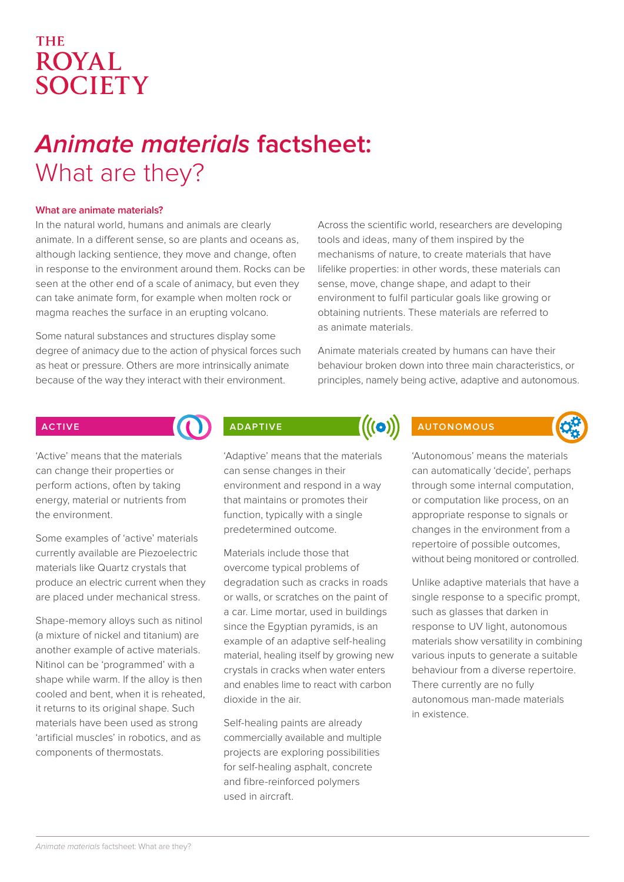THE ROYAL SOCIETY

# *Animate materials* factsheet: What are they?

### What are animate materials?

In the natural world, humans and animals are clearly animate. In a different sense, so are plants and oceans as, although lacking sentience, they move and change, often in response to the environment around them. Rocks can be seen at the other end of a scale of animacy, but even they can take animate form, for example when molten rock or magma reaches the surface in an erupting volcano.

Some natural substances and structures display some degree of animacy due to the action of physical forces such as heat or pressure. Others are more intrinsically animate because of the way they interact with their environment.

Across the scientific world, researchers are developing tools and ideas, many of them inspired by the mechanisms of nature, to create materials that have lifelike properties: in other words, these materials can sense, move, change shape, and adapt to their environment to fulfil particular goals like growing or obtaining nutrients. These materials are referred to as animate materials.

Animate materials created by humans can have their behaviour broken down into three main characteristics, or principles, namely being active, adaptive and autonomous.

## ACTIVE

'Active' means that the materials can change their properties or perform actions, often by taking energy, material or nutrients from the environment.

Some examples of 'active' materials currently available are Piezoelectric materials like Quartz crystals that produce an electric current when they are placed under mechanical stress.

Shape-memory alloys such as nitinol (a mixture of nickel and titanium) are another example of active materials. Nitinol can be 'programmed' with a shape while warm. If the alloy is then cooled and bent, when it is reheated, it returns to its original shape. Such materials have been used as strong 'artificial muscles' in robotics, and as components of thermostats.

## ADAPTIVE

'Adaptive' means that the materials can sense changes in their environment and respond in a way that maintains or promotes their function, typically with a single predetermined outcome.

Materials include those that overcome typical problems of degradation such as cracks in roads or walls, or scratches on the paint of a car. Lime mortar, used in buildings since the Egyptian pyramids, is an example of an adaptive self-healing material, healing itself by growing new crystals in cracks when water enters and enables lime to react with carbon dioxide in the air.

Self-healing paints are already commercially available and multiple projects are exploring possibilities for self-healing asphalt, concrete and fibre-reinforced polymers used in aircraft.

## AUTONOMOUS

'Autonomous' means that the materials can automatically 'decide', perhaps through some internal computation, or computation like process, on an appropriate response to signals or changes in the environment from a repertoire of possible outcomes, without being monitored or controlled.

Unlike adaptive materials that have a single response to a specific prompt, such as glasses that darken in response to UV light, autonomous materials show versatility in combining various inputs to generate a suitable behaviour from a diverse repertoire. There currently are no fully autonomous man-made materials in existence.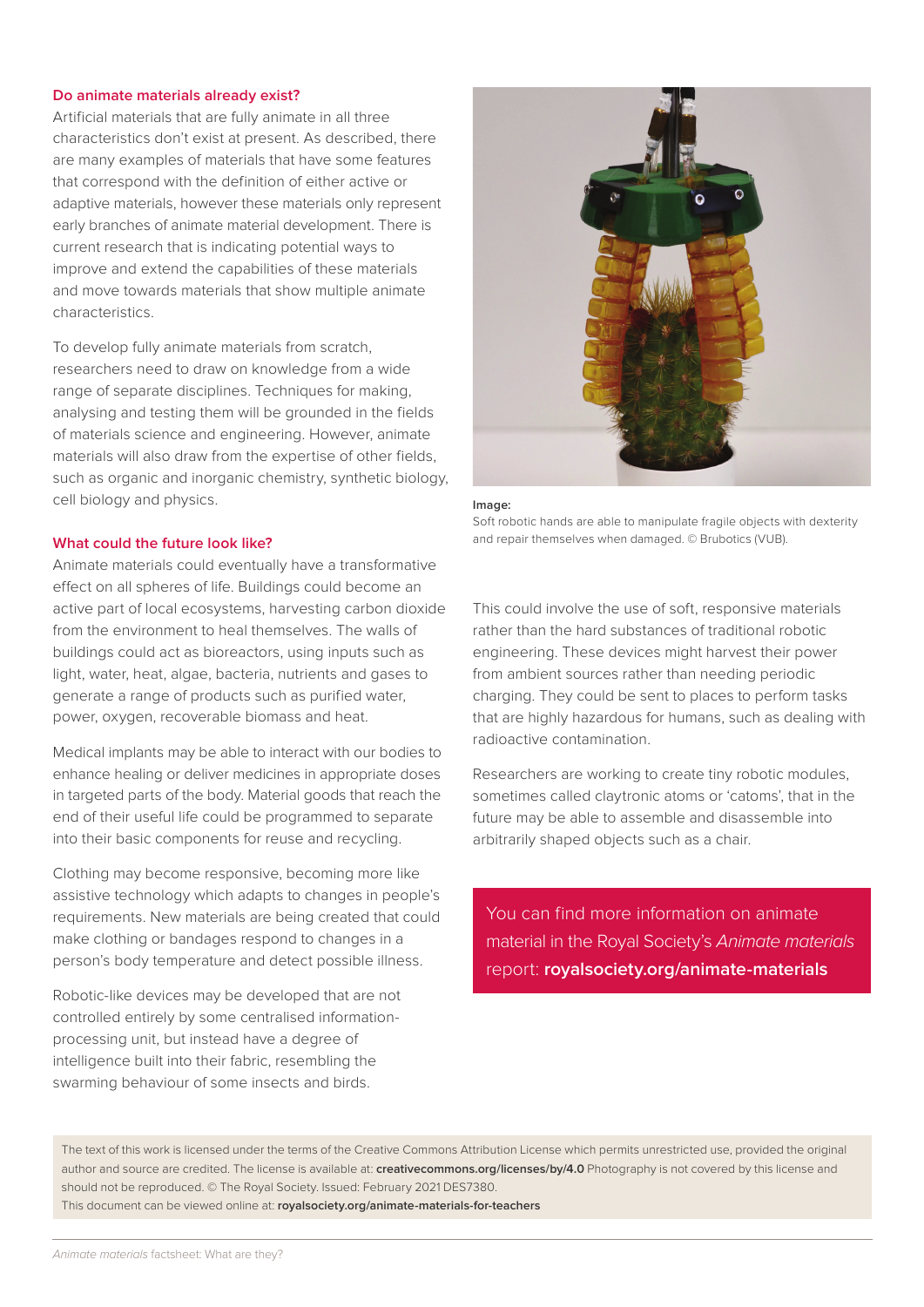## Do animate materials already exist?

Artificial materials that are fully animate in all three characteristics don't exist at present. As described, there are many examples of materials that have some features that correspond with the definition of either active or adaptive materials, however these materials only represent early branches of animate material development. There is current research that is indicating potential ways to improve and extend the capabilities of these materials and move towards materials that show multiple animate characteristics.

To develop fully animate materials from scratch, researchers need to draw on knowledge from a wide range of separate disciplines. Techniques for making, analysing and testing them will be grounded in the fields of materials science and engineering. However, animate materials will also draw from the expertise of other fields, such as organic and inorganic chemistry, synthetic biology, cell biology and physics.

## What could the future look like?

Animate materials could eventually have a transformative effect on all spheres of life. Buildings could become an active part of local ecosystems, harvesting carbon dioxide from the environment to heal themselves. The walls of buildings could act as bioreactors, using inputs such as light, water, heat, algae, bacteria, nutrients and gases to generate a range of products such as purified water, power, oxygen, recoverable biomass and heat.

Medical implants may be able to interact with our bodies to enhance healing or deliver medicines in appropriate doses in targeted parts of the body. Material goods that reach the end of their useful life could be programmed to separate into their basic components for reuse and recycling.

Clothing may become responsive, becoming more like assistive technology which adapts to changes in people's requirements. New materials are being created that could make clothing or bandages respond to changes in a person's body temperature and detect possible illness.

Robotic-like devices may be developed that are not controlled entirely by some centralised information-processing unit, but instead have a degree of intelligence built into their fabric, resembling the swarming behaviour of some insects and birds.

**Image:**
Soft robotic hands are able to manipulate fragile objects with dexterity and repair themselves when damaged. © Brubotics (VUB).

This could involve the use of soft, responsive materials rather than the hard substances of traditional robotic engineering. These devices might harvest their power from ambient sources rather than needing periodic charging. They could be sent to places to perform tasks that are highly hazardous for humans, such as dealing with radioactive contamination.

Researchers are working to create tiny robotic modules, sometimes called claytronic atoms or 'catoms', that in the future may be able to assemble and disassemble into arbitrarily shaped objects such as a chair.

You can find more information on animate material in the Royal Society's *Animate materials* report: **royalsociety.org/animate-materials**

The text of this work is licensed under the terms of the Creative Commons Attribution License which permits unrestricted use, provided the original author and source are credited. The license is available at: **creativecommons.org/licenses/by/4.0** Photography is not covered by this license and should not be reproduced. © The Royal Society. Issued: February 2021 DES7380.
This document can be viewed online at: **royalsociety.org/animate-materials-for-teachers**